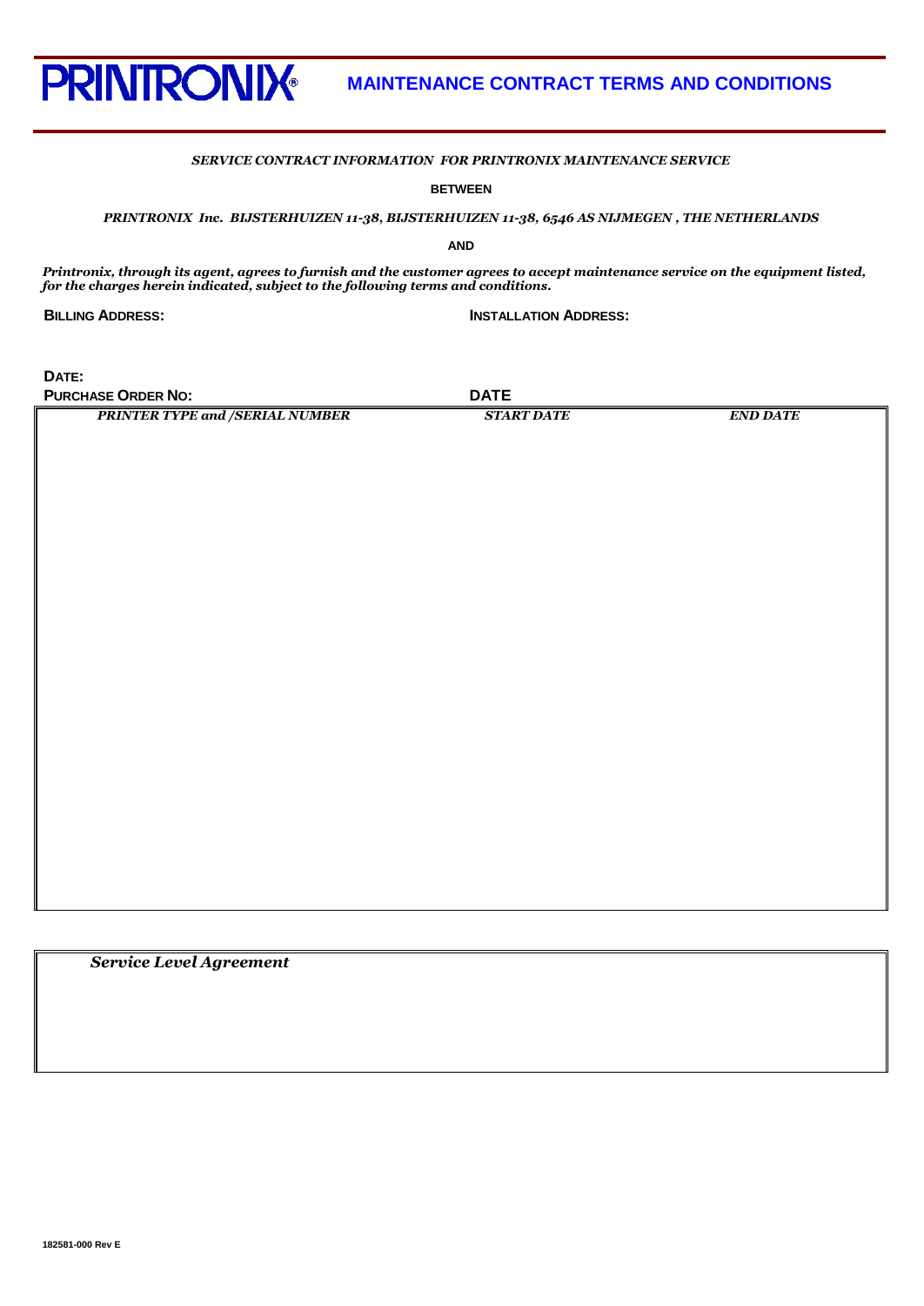# PRINTRONIX® MAINTENANCE CONTRACT TERMS AND CONDITIONS

***SERVICE CONTRACT INFORMATION FOR PRINTRONIX MAINTENANCE SERVICE***

**BETWEEN**

***PRINTRONIX Inc. BIJSTERHUIZEN 11-38, BIJSTERHUIZEN 11-38, 6546 AS NIJMEGEN , THE NETHERLANDS***

**AND**

***Printronix, through its agent, agrees to furnish and the customer agrees to accept maintenance service on the equipment listed, for the charges herein indicated, subject to the following terms and conditions.***

**BILLING ADDRESS:**

**INSTALLATION ADDRESS:**

**DATE:**

**PURCHASE ORDER NO:**

**DATE**

| *PRINTER TYPE and /SERIAL NUMBER* | *START DATE* | *END DATE* |
| --- | --- | --- |
| | | |

| *Service Level Agreement* |
| --- |
| |

182581-000 Rev E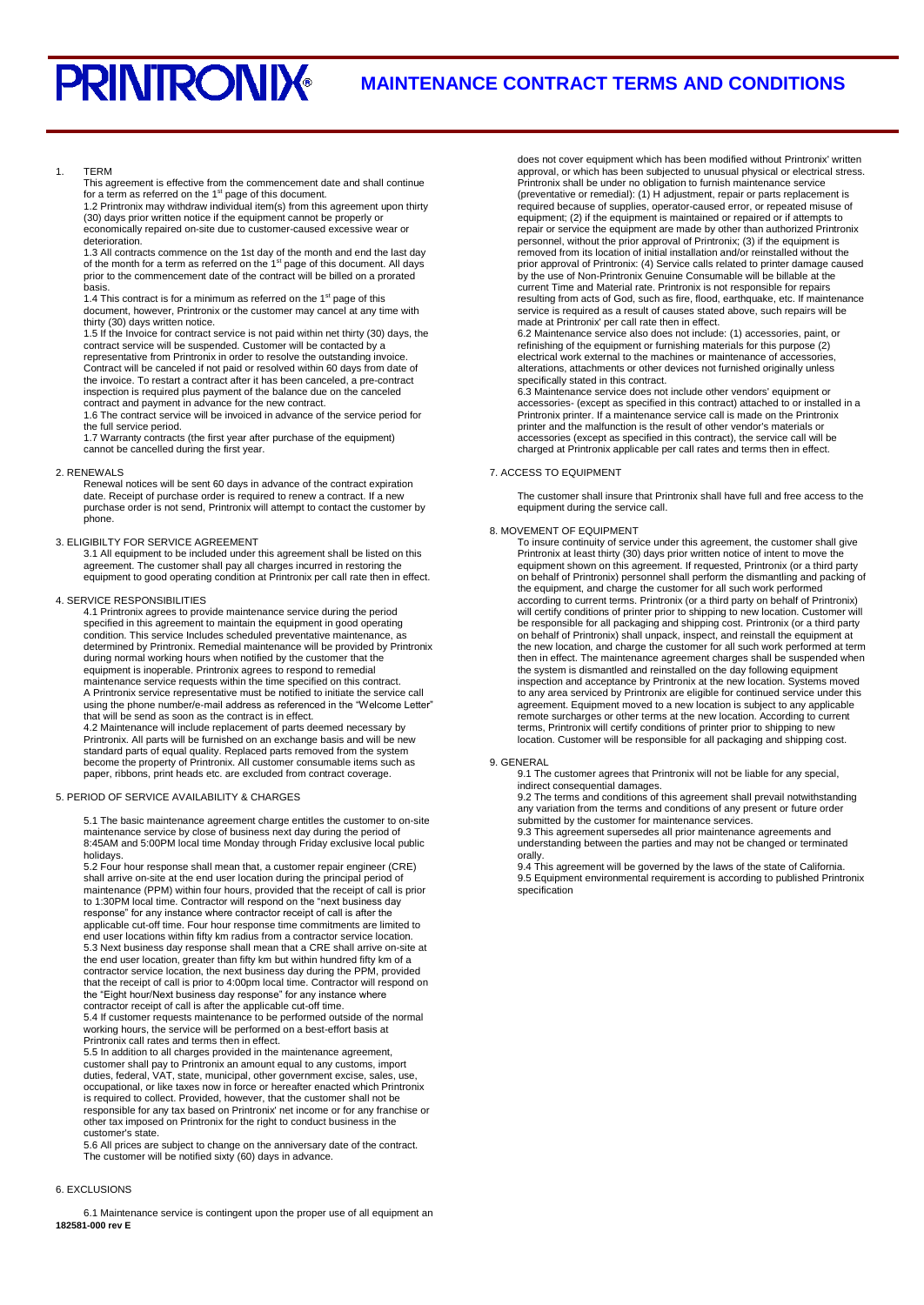# PRINTRONIX

# MAINTENANCE CONTRACT TERMS AND CONDITIONS

1. TERM

This agreement is effective from the commencement date and shall continue for a term as referred on the 1st page of this document.

1.2 Printronix may withdraw individual item(s) from this agreement upon thirty (30) days prior written notice if the equipment cannot be properly or economically repaired on-site due to customer-caused excessive wear or deterioration.

1.3 All contracts commence on the 1st day of the month and end the last day of the month for a term as referred on the 1st page of this document. All days prior to the commencement date of the contract will be billed on a prorated basis.

1.4 This contract is for a minimum as referred on the 1st page of this document, however, Printronix or the customer may cancel at any time with thirty (30) days written notice.

1.5 If the Invoice for contract service is not paid within net thirty (30) days, the contract service will be suspended. Customer will be contacted by a representative from Printronix in order to resolve the outstanding invoice. Contract will be canceled if not paid or resolved within 60 days from date of the invoice. To restart a contract after it has been canceled, a pre-contract inspection is required plus payment of the balance due on the canceled contract and payment in advance for the new contract.

1.6 The contract service will be invoiced in advance of the service period for the full service period.

1.7 Warranty contracts (the first year after purchase of the equipment) cannot be cancelled during the first year.

2. RENEWALS

Renewal notices will be sent 60 days in advance of the contract expiration date. Receipt of purchase order is required to renew a contract. If a new purchase order is not send, Printronix will attempt to contact the customer by phone.

3. ELIGIBILTY FOR SERVICE AGREEMENT

3.1 All equipment to be included under this agreement shall be listed on this agreement. The customer shall pay all charges incurred in restoring the equipment to good operating condition at Printronix per call rate then in effect.

4. SERVICE RESPONSIBILITIES

4.1 Printronix agrees to provide maintenance service during the period specified in this agreement to maintain the equipment in good operating condition. This service Includes scheduled preventative maintenance, as determined by Printronix. Remedial maintenance will be provided by Printronix during normal working hours when notified by the customer that the equipment is inoperable. Printronix agrees to respond to remedial maintenance service requests within the time specified on this contract. A Printronix service representative must be notified to initiate the service call using the phone number/e-mail address as referenced in the "Welcome Letter" that will be send as soon as the contract is in effect.

4.2 Maintenance will include replacement of parts deemed necessary by Printronix. All parts will be furnished on an exchange basis and will be new standard parts of equal quality. Replaced parts removed from the system become the property of Printronix. All customer consumable items such as paper, ribbons, print heads etc. are excluded from contract coverage.

5. PERIOD OF SERVICE AVAILABILITY & CHARGES

5.1 The basic maintenance agreement charge entitles the customer to on-site maintenance service by close of business next day during the period of 8:45AM and 5:00PM local time Monday through Friday exclusive local public holidays.

5.2 Four hour response shall mean that, a customer repair engineer (CRE) shall arrive on-site at the end user location during the principal period of maintenance (PPM) within four hours, provided that the receipt of call is prior to 1:30PM local time. Contractor will respond on the "next business day response" for any instance where contractor receipt of call is after the applicable cut-off time. Four hour response time commitments are limited to end user locations within fifty km radius from a contractor service location.

5.3 Next business day response shall mean that a CRE shall arrive on-site at the end user location, greater than fifty km but within hundred fifty km of a contractor service location, the next business day during the PPM, provided that the receipt of call is prior to 4:00pm local time. Contractor will respond on the "Eight hour/Next business day response" for any instance where contractor receipt of call is after the applicable cut-off time.

5.4 If customer requests maintenance to be performed outside of the normal working hours, the service will be performed on a best-effort basis at Printronix call rates and terms then in effect.

5.5 In addition to all charges provided in the maintenance agreement, customer shall pay to Printronix an amount equal to any customs, import duties, federal, VAT, state, municipal, other government excise, sales, use, occupational, or like taxes now in force or hereafter enacted which Printronix is required to collect. Provided, however, that the customer shall not be responsible for any tax based on Printronix' net income or for any franchise or other tax imposed on Printronix for the right to conduct business in the customer's state.

5.6 All prices are subject to change on the anniversary date of the contract. The customer will be notified sixty (60) days in advance.

6. EXCLUSIONS

6.1 Maintenance service is contingent upon the proper use of all equipment an does not cover equipment which has been modified without Printronix' written approval, or which has been subjected to unusual physical or electrical stress. Printronix shall be under no obligation to furnish maintenance service (preventative or remedial): (1) H adjustment, repair or parts replacement is required because of supplies, operator-caused error, or repeated misuse of equipment; (2) if the equipment is maintained or repaired or if attempts to repair or service the equipment are made by other than authorized Printronix personnel, without the prior approval of Printronix; (3) if the equipment is removed from its location of initial installation and/or reinstalled without the prior approval of Printronix: (4) Service calls related to printer damage caused by the use of Non-Printronix Genuine Consumable will be billable at the current Time and Material rate. Printronix is not responsible for repairs resulting from acts of God, such as fire, flood, earthquake, etc. If maintenance service is required as a result of causes stated above, such repairs will be made at Printronix' per call rate then in effect.

6.2 Maintenance service also does not include: (1) accessories, paint, or refinishing of the equipment or furnishing materials for this purpose (2) electrical work external to the machines or maintenance of accessories, alterations, attachments or other devices not furnished originally unless specifically stated in this contract.

6.3 Maintenance service does not include other vendors' equipment or accessories- (except as specified in this contract) attached to or installed in a Printronix printer. If a maintenance service call is made on the Printronix printer and the malfunction is the result of other vendor's materials or accessories (except as specified in this contract), the service call will be charged at Printronix applicable per call rates and terms then in effect.

7. ACCESS TO EQUIPMENT

The customer shall insure that Printronix shall have full and free access to the equipment during the service call.

8. MOVEMENT OF EQUIPMENT

To insure continuity of service under this agreement, the customer shall give Printronix at least thirty (30) days prior written notice of intent to move the equipment shown on this agreement. If requested, Printronix (or a third party on behalf of Printronix) personnel shall perform the dismantling and packing of the equipment, and charge the customer for all such work performed according to current terms. Printronix (or a third party on behalf of Printronix) will certify conditions of printer prior to shipping to new location. Customer will be responsible for all packaging and shipping cost. Printronix (or a third party on behalf of Printronix) shall unpack, inspect, and reinstall the equipment at the new location, and charge the customer for all such work performed at term then in effect. The maintenance agreement charges shall be suspended when the system is dismantled and reinstalled on the day following equipment inspection and acceptance by Printronix at the new location. Systems moved to any area serviced by Printronix are eligible for continued service under this agreement. Equipment moved to a new location is subject to any applicable remote surcharges or other terms at the new location. According to current terms, Printronix will certify conditions of printer prior to shipping to new location. Customer will be responsible for all packaging and shipping cost.

9. GENERAL

9.1 The customer agrees that Printronix will not be liable for any special, indirect consequential damages.

9.2 The terms and conditions of this agreement shall prevail notwithstanding any variation from the terms and conditions of any present or future order submitted by the customer for maintenance services.

9.3 This agreement supersedes all prior maintenance agreements and understanding between the parties and may not be changed or terminated orally.

9.4 This agreement will be governed by the laws of the state of California.

9.5 Equipment environmental requirement is according to published Printronix specification

**182581-000 rev E**